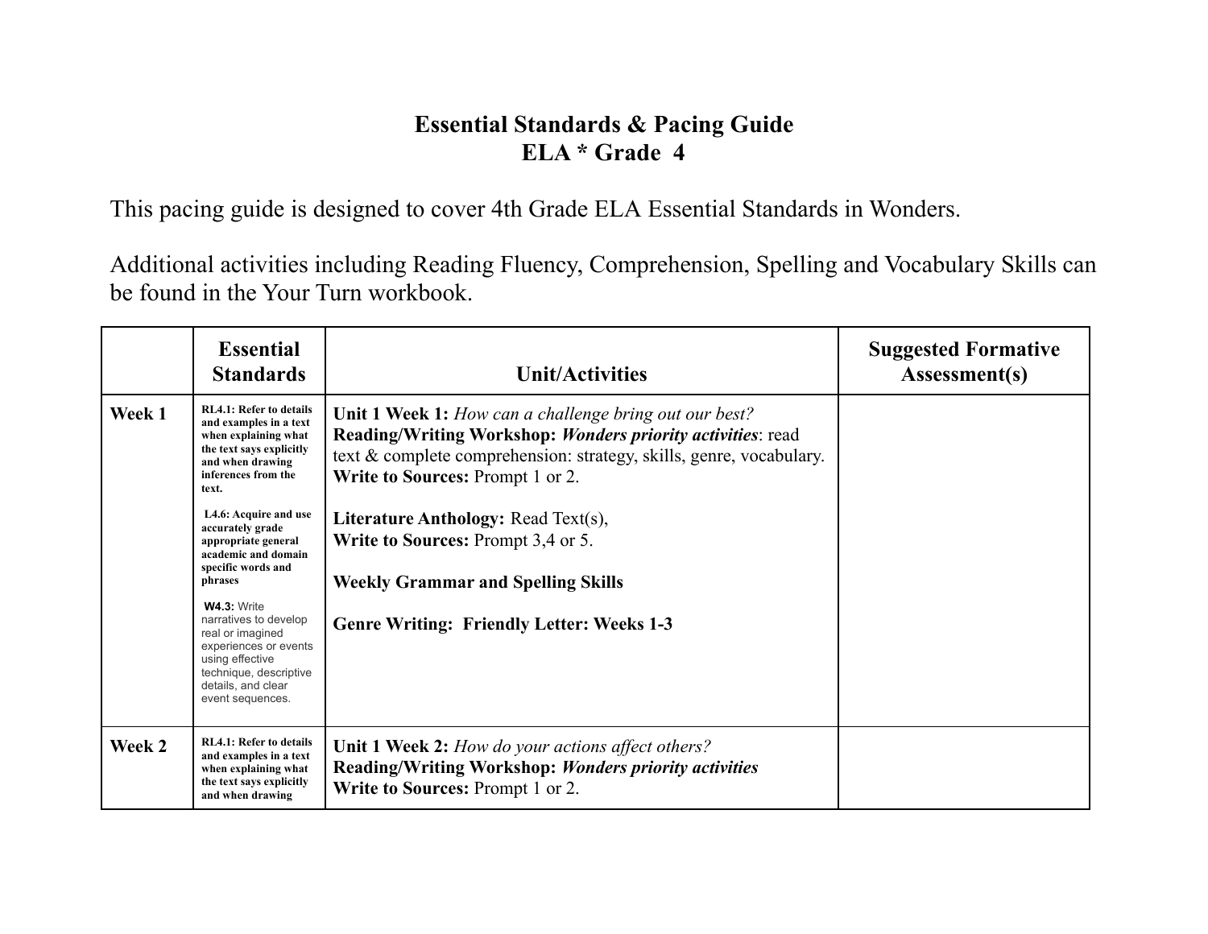# Essential Standards & Pacing Guide
# ELA * Grade 4

This pacing guide is designed to cover 4th Grade ELA Essential Standards in Wonders.

Additional activities including Reading Fluency, Comprehension, Spelling and Vocabulary Skills can be found in the Your Turn workbook.

| | Essential Standards | Unit/Activities | Suggested Formative Assessment(s) |
|---|---|---|---|
| **Week 1** | **RL4.1: Refer to details and examples in a text when explaining what the text says explicitly and when drawing inferences from the text.**<br><br>**L4.6: Acquire and use accurately grade appropriate general academic and domain specific words and phrases**<br><br>**W4.3:** Write narratives to develop real or imagined experiences or events using effective technique, descriptive details, and clear event sequences. | **Unit 1 Week 1:** *How can a challenge bring out our best?*<br>**Reading/Writing Workshop:** ***Wonders priority activities***: read text & complete comprehension: strategy, skills, genre, vocabulary.<br>**Write to Sources:** Prompt 1 or 2.<br><br>**Literature Anthology:** Read Text(s),<br>**Write to Sources:** Prompt 3,4 or 5.<br><br>**Weekly Grammar and Spelling Skills**<br><br>**Genre Writing: Friendly Letter: Weeks 1-3** | |
| **Week 2** | **RL4.1: Refer to details and examples in a text when explaining what the text says explicitly and when drawing** | **Unit 1 Week 2:** *How do your actions affect others?*<br>**Reading/Writing Workshop:** ***Wonders priority activities***<br>**Write to Sources:** Prompt 1 or 2. | |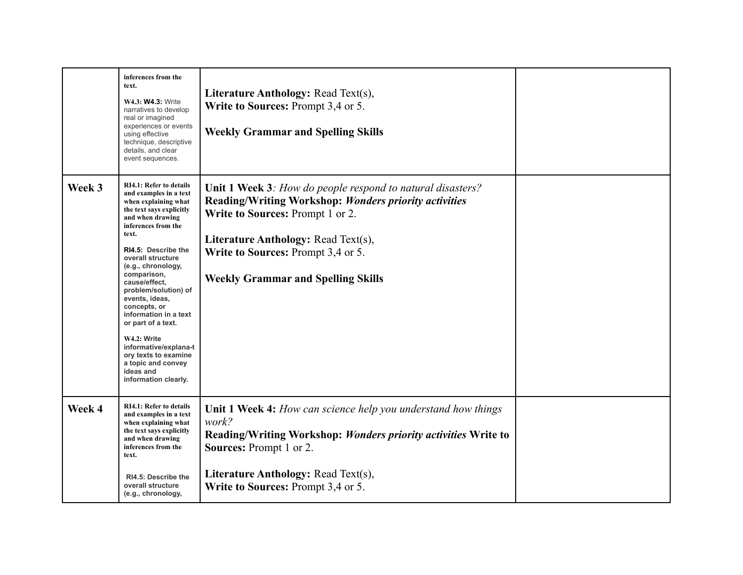|  |  |  |  |
|---|---|---|---|
|  | inferences from the text.<br><br>**W4.3: W4.3:** Write narratives to develop real or imagined experiences or events using effective technique, descriptive details, and clear event sequences. | **Literature Anthology:** Read Text(s),<br>**Write to Sources:** Prompt 3,4 or 5.<br><br>**Weekly Grammar and Spelling Skills** |  |
| **Week 3** | **RI4.1: Refer to details and examples in a text when explaining what the text says explicitly and when drawing inferences from the text.**<br><br>**RI4.5: Describe the overall structure (e.g., chronology, comparison, cause/effect, problem/solution) of events, ideas, concepts, or information in a text or part of a text.**<br><br>**W4.2: Write informative/explana-tory texts to examine a topic and convey ideas and information clearly.** | **Unit 1 Week 3***: How do people respond to natural disasters?*<br>**Reading/Writing Workshop:** ***Wonders priority activities***<br>**Write to Sources:** Prompt 1 or 2.<br><br>**Literature Anthology:** Read Text(s),<br>**Write to Sources:** Prompt 3,4 or 5.<br><br>**Weekly Grammar and Spelling Skills** |  |
| **Week 4** | **RI4.1: Refer to details and examples in a text when explaining what the text says explicitly and when drawing inferences from the text.**<br><br>**RI4.5: Describe the overall structure (e.g., chronology,** | **Unit 1 Week 4:** *How can science help you understand how things work?*<br>**Reading/Writing Workshop:** ***Wonders priority activities*** **Write to Sources:** Prompt 1 or 2.<br><br>**Literature Anthology:** Read Text(s),<br>**Write to Sources:** Prompt 3,4 or 5. |  |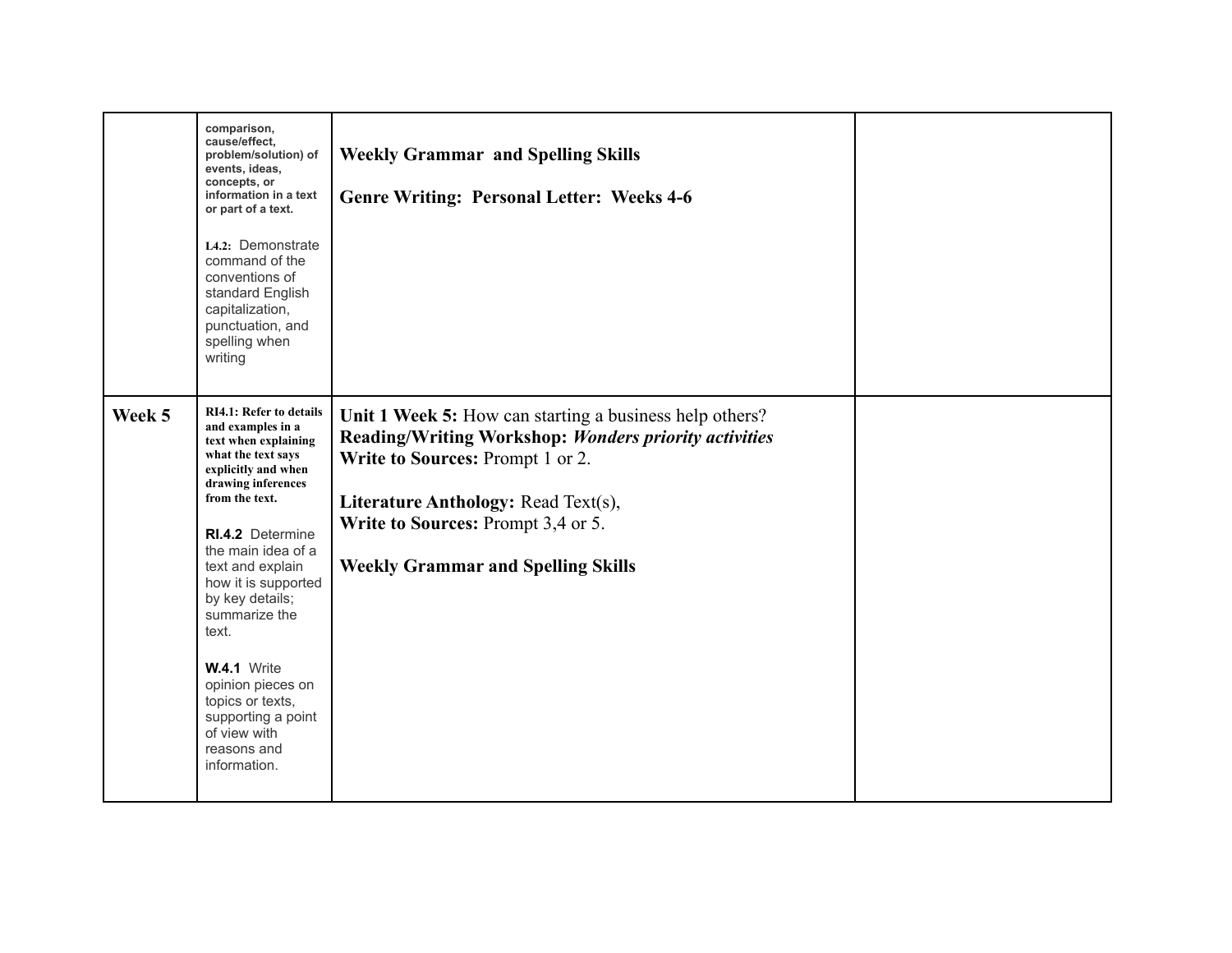| | | | |
|---|---|---|---|
| | **comparison, cause/effect, problem/solution) of events, ideas, concepts, or information in a text or part of a text.**<br><br>**L4.2:** Demonstrate command of the conventions of standard English capitalization, punctuation, and spelling when writing | **Weekly Grammar and Spelling Skills**<br><br>**Genre Writing: Personal Letter: Weeks 4-6** | |
| **Week 5** | **RI4.1: Refer to details and examples in a text when explaining what the text says explicitly and when drawing inferences from the text.**<br><br>**RI.4.2** Determine the main idea of a text and explain how it is supported by key details; summarize the text.<br><br>**W.4.1** Write opinion pieces on topics or texts, supporting a point of view with reasons and information. | **Unit 1 Week 5:** How can starting a business help others?<br>**Reading/Writing Workshop:** ***Wonders priority activities***<br>**Write to Sources:** Prompt 1 or 2.<br><br>**Literature Anthology:** Read Text(s),<br>**Write to Sources:** Prompt 3,4 or 5.<br><br>**Weekly Grammar and Spelling Skills** | |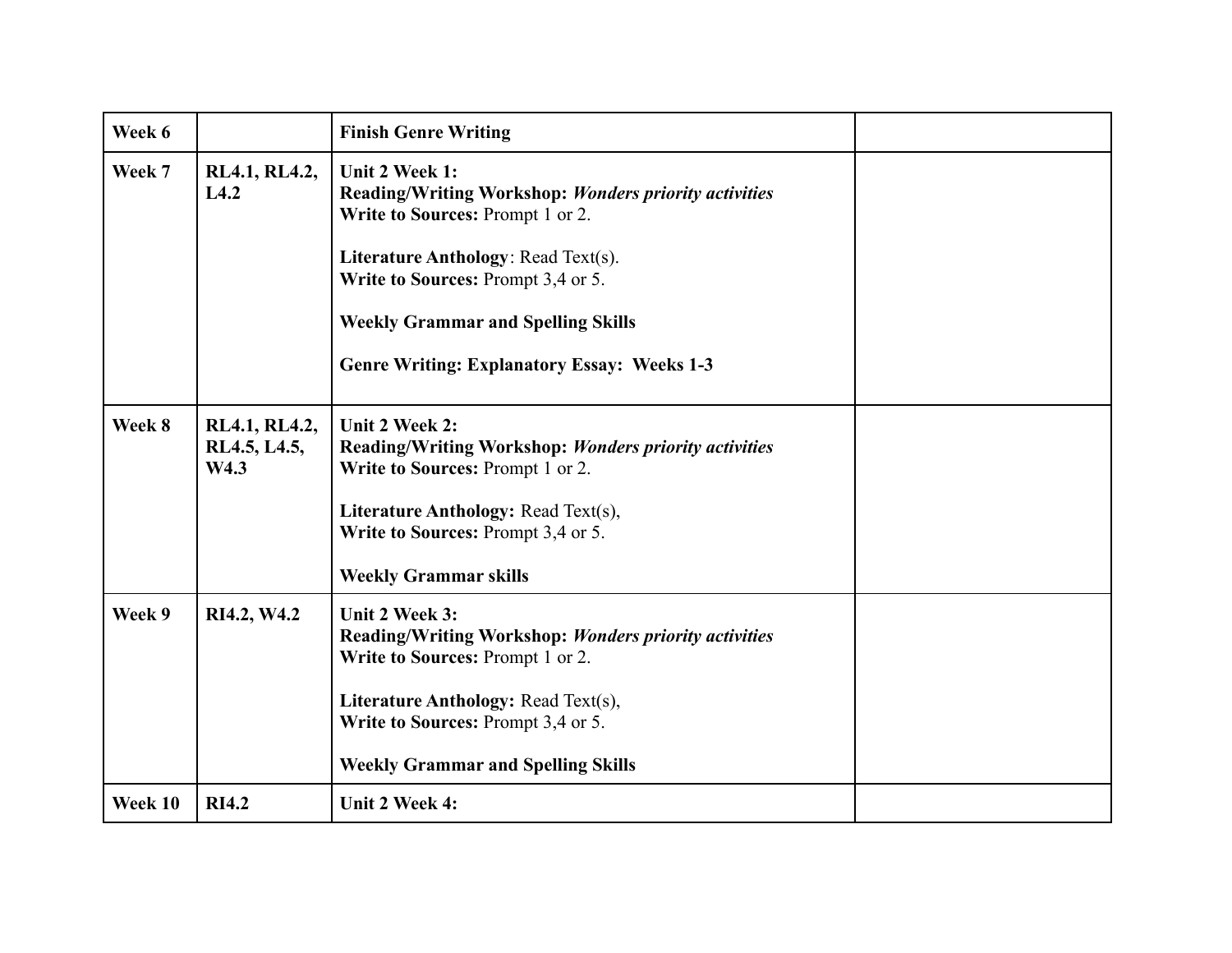| Week 6 | | **Finish Genre Writing** | |
|---|---|---|---|
| **Week 7** | **RL4.1, RL4.2, L4.2** | **Unit 2 Week 1:**<br>**Reading/Writing Workshop:** ***Wonders priority activities***<br>**Write to Sources:** Prompt 1 or 2.<br><br>**Literature Anthology**: Read Text(s).<br>**Write to Sources:** Prompt 3,4 or 5.<br><br>**Weekly Grammar and Spelling Skills**<br><br>**Genre Writing: Explanatory Essay: Weeks 1-3** | |
| **Week 8** | **RL4.1, RL4.2, RL4.5, L4.5, W4.3** | **Unit 2 Week 2:**<br>**Reading/Writing Workshop:** ***Wonders priority activities***<br>**Write to Sources:** Prompt 1 or 2.<br><br>**Literature Anthology:** Read Text(s),<br>**Write to Sources:** Prompt 3,4 or 5.<br><br>**Weekly Grammar skills** | |
| **Week 9** | **RI4.2, W4.2** | **Unit 2 Week 3:**<br>**Reading/Writing Workshop:** ***Wonders priority activities***<br>**Write to Sources:** Prompt 1 or 2.<br><br>**Literature Anthology:** Read Text(s),<br>**Write to Sources:** Prompt 3,4 or 5.<br><br>**Weekly Grammar and Spelling Skills** | |
| **Week 10** | **RI4.2** | **Unit 2 Week 4:** | |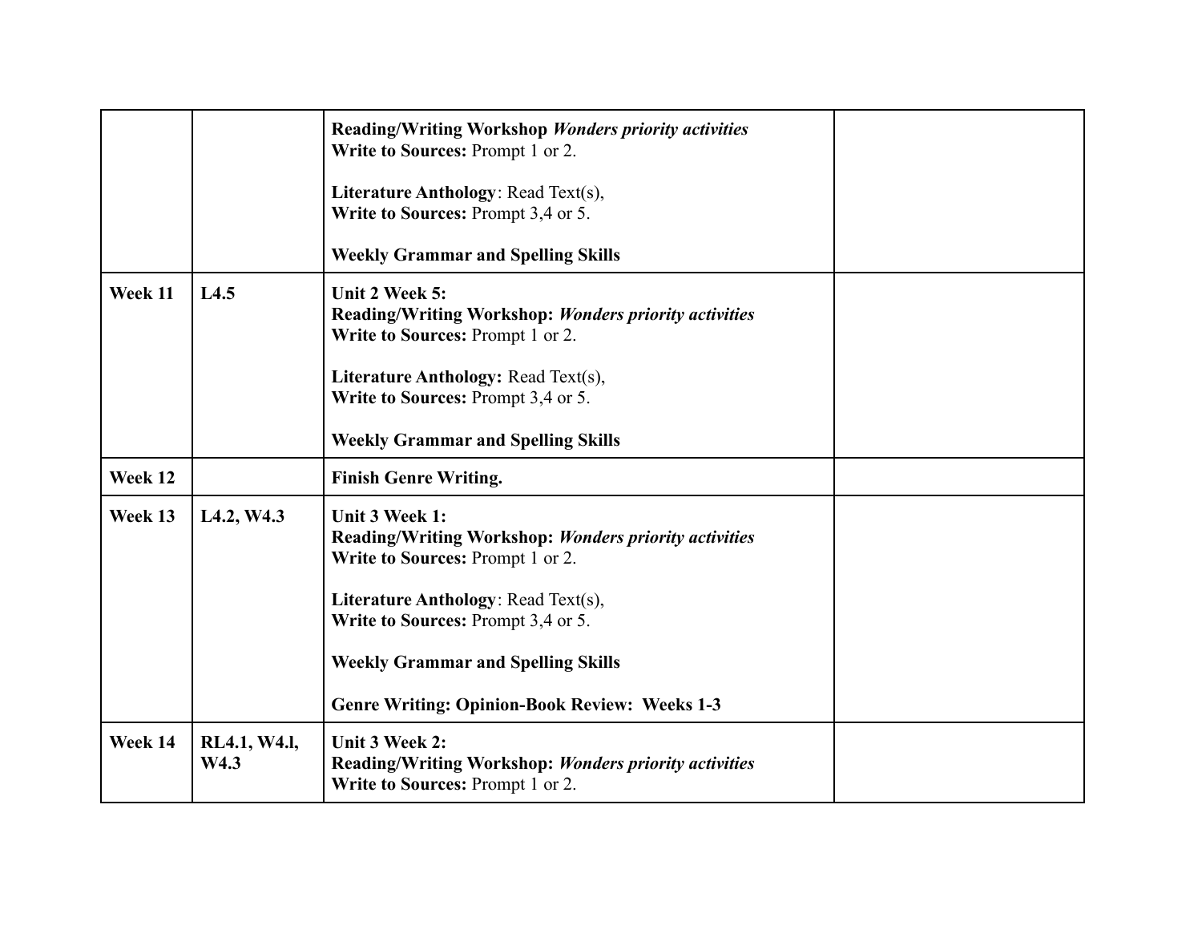| | | | |
|---|---|---|---|
| | | **Reading/Writing Workshop** ***Wonders priority activities***<br>**Write to Sources:** Prompt 1 or 2.<br><br>**Literature Anthology**: Read Text(s),<br>**Write to Sources:** Prompt 3,4 or 5.<br><br>**Weekly Grammar and Spelling Skills** | |
| **Week 11** | **L4.5** | **Unit 2 Week 5:**<br>**Reading/Writing Workshop:** ***Wonders priority activities***<br>**Write to Sources:** Prompt 1 or 2.<br><br>**Literature Anthology:** Read Text(s),<br>**Write to Sources:** Prompt 3,4 or 5.<br><br>**Weekly Grammar and Spelling Skills** | |
| **Week 12** | | **Finish Genre Writing.** | |
| **Week 13** | **L4.2, W4.3** | **Unit 3 Week 1:**<br>**Reading/Writing Workshop:** ***Wonders priority activities***<br>**Write to Sources:** Prompt 1 or 2.<br><br>**Literature Anthology**: Read Text(s),<br>**Write to Sources:** Prompt 3,4 or 5.<br><br>**Weekly Grammar and Spelling Skills**<br><br>**Genre Writing: Opinion-Book Review: Weeks 1-3** | |
| **Week 14** | **RL4.1, W4.l, W4.3** | **Unit 3 Week 2:**<br>**Reading/Writing Workshop:** ***Wonders priority activities***<br>**Write to Sources:** Prompt 1 or 2. | |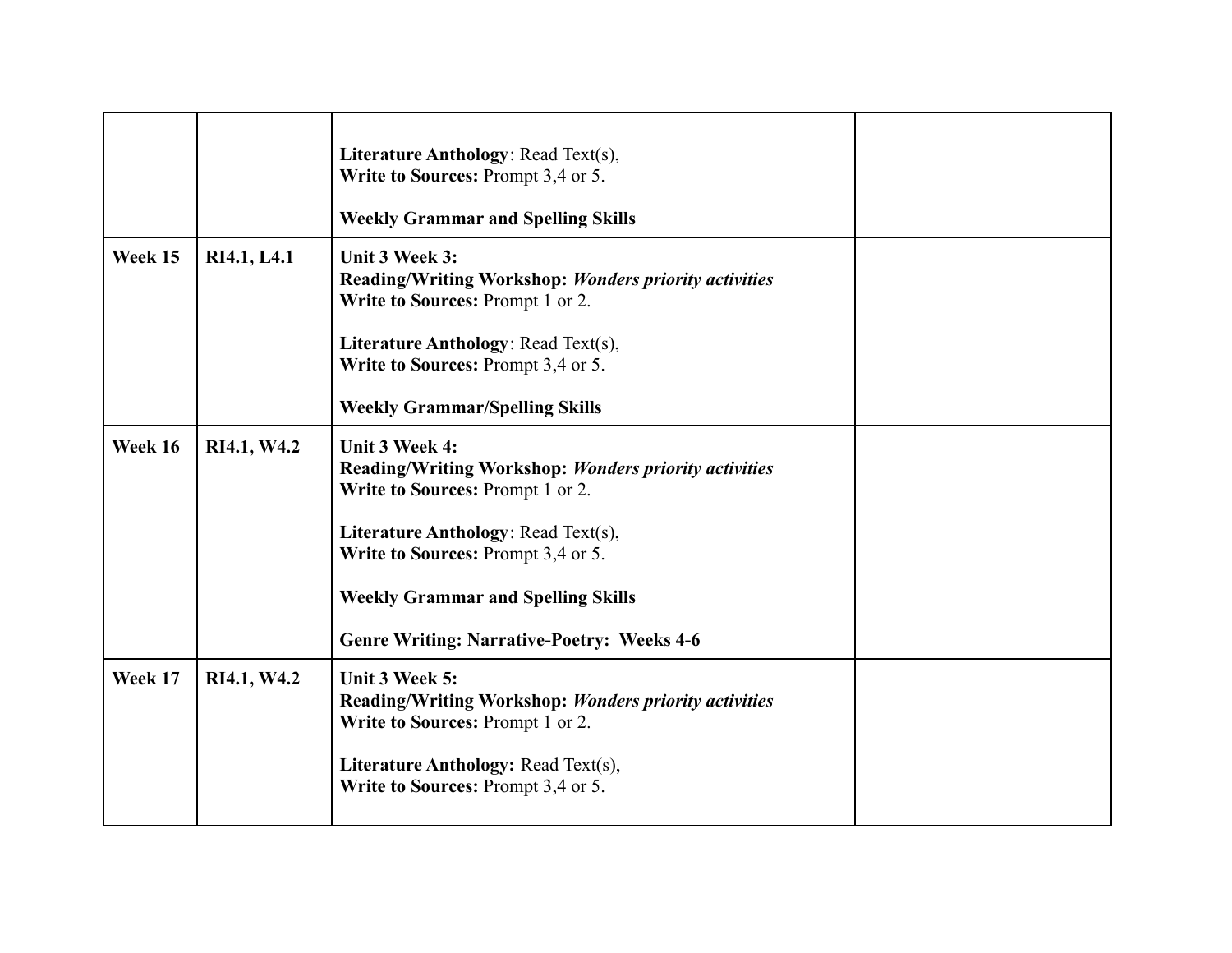| | | | |
|---|---|---|---|
| | | **Literature Anthology**: Read Text(s),<br>**Write to Sources:** Prompt 3,4 or 5.<br><br>**Weekly Grammar and Spelling Skills** | |
| **Week 15** | **RI4.1, L4.1** | **Unit 3 Week 3:**<br>**Reading/Writing Workshop:** ***Wonders priority activities***<br>**Write to Sources:** Prompt 1 or 2.<br><br>**Literature Anthology**: Read Text(s),<br>**Write to Sources:** Prompt 3,4 or 5.<br><br>**Weekly Grammar/Spelling Skills** | |
| **Week 16** | **RI4.1, W4.2** | **Unit 3 Week 4:**<br>**Reading/Writing Workshop:** ***Wonders priority activities***<br>**Write to Sources:** Prompt 1 or 2.<br><br>**Literature Anthology**: Read Text(s),<br>**Write to Sources:** Prompt 3,4 or 5.<br><br>**Weekly Grammar and Spelling Skills**<br><br>**Genre Writing: Narrative-Poetry: Weeks 4-6** | |
| **Week 17** | **RI4.1, W4.2** | **Unit 3 Week 5:**<br>**Reading/Writing Workshop:** ***Wonders priority activities***<br>**Write to Sources:** Prompt 1 or 2.<br><br>**Literature Anthology:** Read Text(s),<br>**Write to Sources:** Prompt 3,4 or 5. | |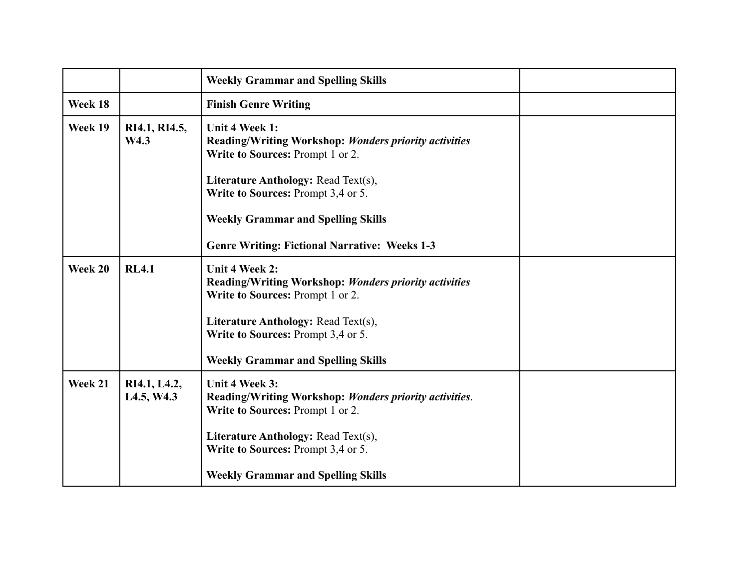| | | | |
|---|---|---|---|
| | | **Weekly Grammar and Spelling Skills** | |
| **Week 18** | | **Finish Genre Writing** | |
| **Week 19** | **RI4.1, RI4.5, W4.3** | **Unit 4 Week 1:**<br>**Reading/Writing Workshop:** ***Wonders priority activities***<br>**Write to Sources:** Prompt 1 or 2.<br><br>**Literature Anthology:** Read Text(s),<br>**Write to Sources:** Prompt 3,4 or 5.<br><br>**Weekly Grammar and Spelling Skills**<br><br>**Genre Writing: Fictional Narrative: Weeks 1-3** | |
| **Week 20** | **RL4.1** | **Unit 4 Week 2:**<br>**Reading/Writing Workshop:** ***Wonders priority activities***<br>**Write to Sources:** Prompt 1 or 2.<br><br>**Literature Anthology:** Read Text(s),<br>**Write to Sources:** Prompt 3,4 or 5.<br><br>**Weekly Grammar and Spelling Skills** | |
| **Week 21** | **RI4.1, L4.2, L4.5, W4.3** | **Unit 4 Week 3:**<br>**Reading/Writing Workshop:** ***Wonders priority activities***.<br>**Write to Sources:** Prompt 1 or 2.<br><br>**Literature Anthology:** Read Text(s),<br>**Write to Sources:** Prompt 3,4 or 5.<br><br>**Weekly Grammar and Spelling Skills** | |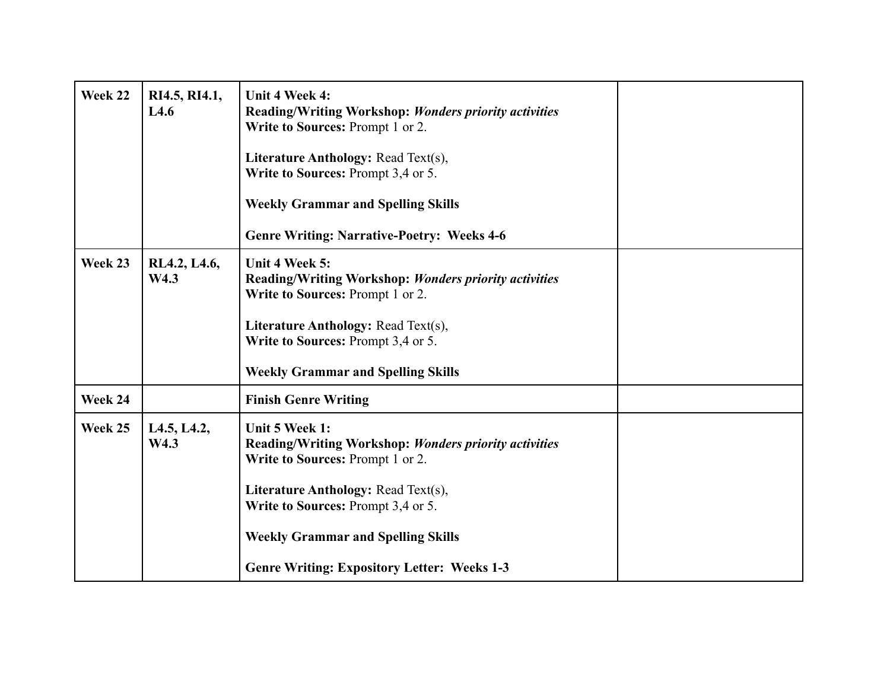| Week 22 | RI4.5, RI4.1, L4.6 | **Unit 4 Week 4:**<br>**Reading/Writing Workshop:** ***Wonders priority activities***<br>**Write to Sources:** Prompt 1 or 2.<br><br>**Literature Anthology:** Read Text(s),<br>**Write to Sources:** Prompt 3,4 or 5.<br><br>**Weekly Grammar and Spelling Skills**<br><br>**Genre Writing: Narrative-Poetry: Weeks 4-6** | |
|---|---|---|---|
| **Week 23** | **RL4.2, L4.6, W4.3** | **Unit 4 Week 5:**<br>**Reading/Writing Workshop:** ***Wonders priority activities***<br>**Write to Sources:** Prompt 1 or 2.<br><br>**Literature Anthology:** Read Text(s),<br>**Write to Sources:** Prompt 3,4 or 5.<br><br>**Weekly Grammar and Spelling Skills** | |
| **Week 24** | | **Finish Genre Writing** | |
| **Week 25** | **L4.5, L4.2, W4.3** | **Unit 5 Week 1:**<br>**Reading/Writing Workshop:** ***Wonders priority activities***<br>**Write to Sources:** Prompt 1 or 2.<br><br>**Literature Anthology:** Read Text(s),<br>**Write to Sources:** Prompt 3,4 or 5.<br><br>**Weekly Grammar and Spelling Skills**<br><br>**Genre Writing: Expository Letter: Weeks 1-3** | |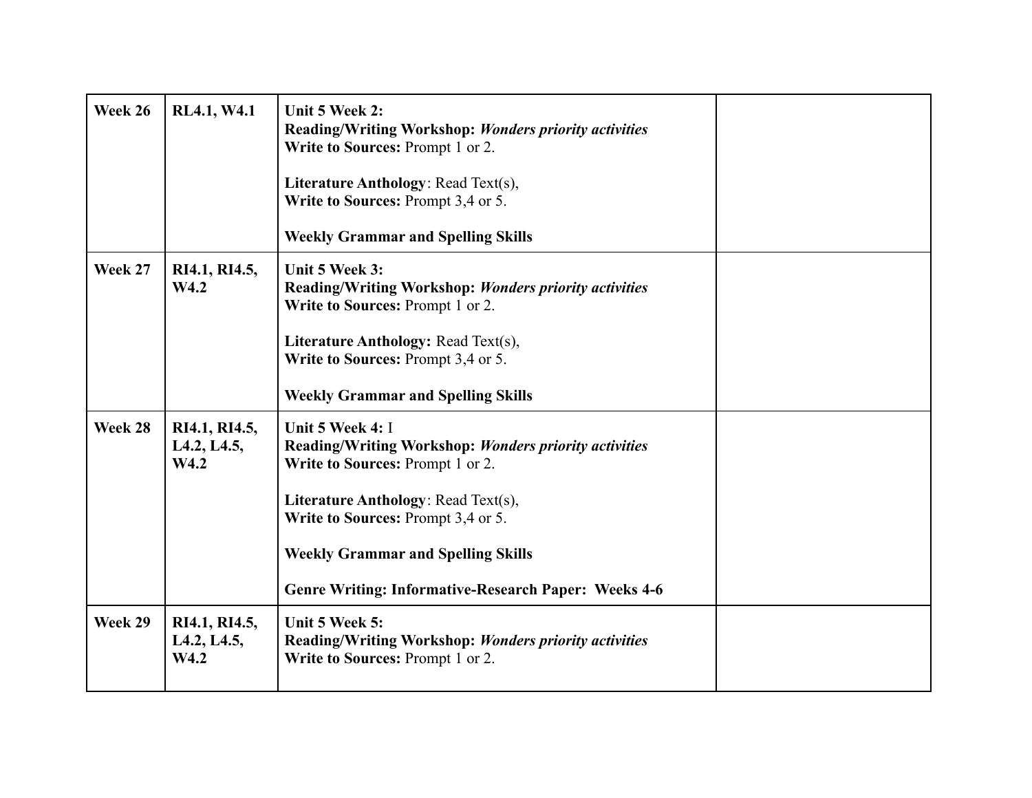| Week 26 | RL4.1, W4.1 | **Unit 5 Week 2:**<br>**Reading/Writing Workshop:** ***Wonders priority activities***<br>**Write to Sources:** Prompt 1 or 2.<br><br>**Literature Anthology**: Read Text(s),<br>**Write to Sources:** Prompt 3,4 or 5.<br><br>**Weekly Grammar and Spelling Skills** | |
|---|---|---|---|
| **Week 27** | **RI4.1, RI4.5, W4.2** | **Unit 5 Week 3:**<br>**Reading/Writing Workshop:** ***Wonders priority activities***<br>**Write to Sources:** Prompt 1 or 2.<br><br>**Literature Anthology:** Read Text(s),<br>**Write to Sources:** Prompt 3,4 or 5.<br><br>**Weekly Grammar and Spelling Skills** | |
| **Week 28** | **RI4.1, RI4.5, L4.2, L4.5, W4.2** | **Unit 5 Week 4:** I<br>**Reading/Writing Workshop:** ***Wonders priority activities***<br>**Write to Sources:** Prompt 1 or 2.<br><br>**Literature Anthology**: Read Text(s),<br>**Write to Sources:** Prompt 3,4 or 5.<br><br>**Weekly Grammar and Spelling Skills**<br><br>**Genre Writing: Informative-Research Paper: Weeks 4-6** | |
| **Week 29** | **RI4.1, RI4.5, L4.2, L4.5, W4.2** | **Unit 5 Week 5:**<br>**Reading/Writing Workshop:** ***Wonders priority activities***<br>**Write to Sources:** Prompt 1 or 2. | |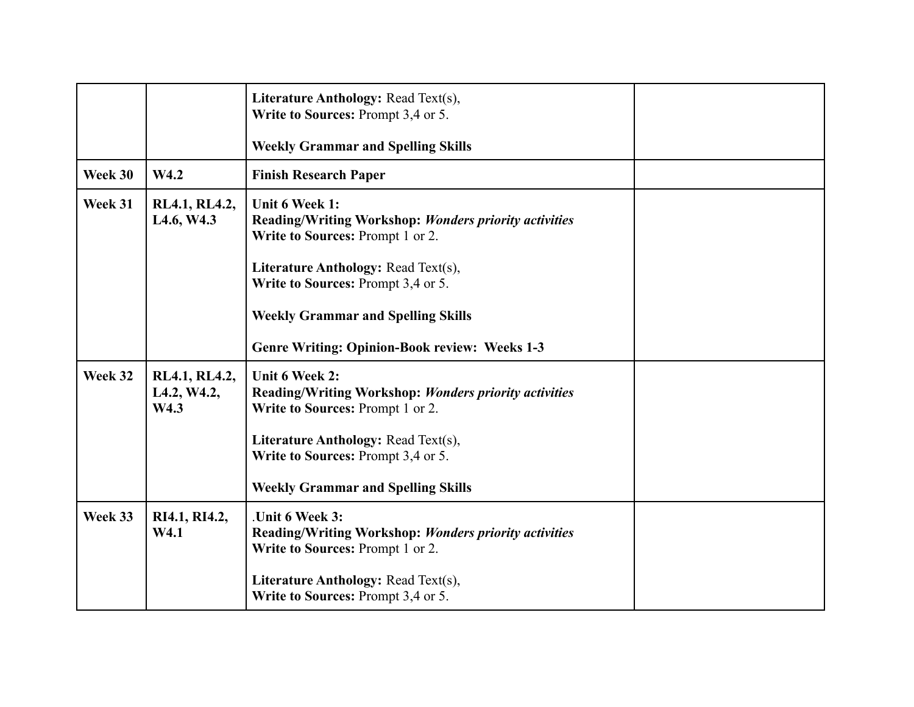| | | | |
|---|---|---|---|
| | | **Literature Anthology:** Read Text(s),<br>**Write to Sources:** Prompt 3,4 or 5.<br><br>**Weekly Grammar and Spelling Skills** | |
| **Week 30** | **W4.2** | **Finish Research Paper** | |
| **Week 31** | **RL4.1, RL4.2, L4.6, W4.3** | **Unit 6 Week 1:**<br>**Reading/Writing Workshop:** ***Wonders priority activities***<br>**Write to Sources:** Prompt 1 or 2.<br><br>**Literature Anthology:** Read Text(s),<br>**Write to Sources:** Prompt 3,4 or 5.<br><br>**Weekly Grammar and Spelling Skills**<br><br>**Genre Writing: Opinion-Book review: Weeks 1-3** | |
| **Week 32** | **RL4.1, RL4.2, L4.2, W4.2, W4.3** | **Unit 6 Week 2:**<br>**Reading/Writing Workshop:** ***Wonders priority activities***<br>**Write to Sources:** Prompt 1 or 2.<br><br>**Literature Anthology:** Read Text(s),<br>**Write to Sources:** Prompt 3,4 or 5.<br><br>**Weekly Grammar and Spelling Skills** | |
| **Week 33** | **RI4.1, RI4.2, W4.1** | .**Unit 6 Week 3:**<br>**Reading/Writing Workshop:** ***Wonders priority activities***<br>**Write to Sources:** Prompt 1 or 2.<br><br>**Literature Anthology:** Read Text(s),<br>**Write to Sources:** Prompt 3,4 or 5. | |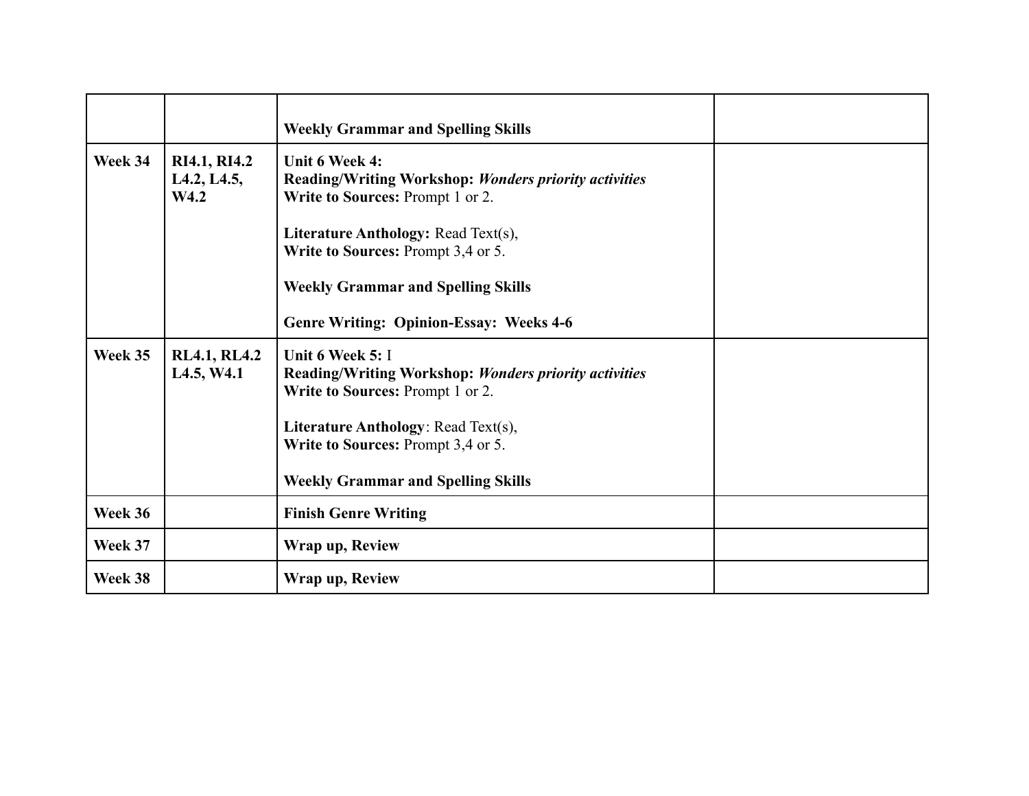| | | | |
|---|---|---|---|
| | | **Weekly Grammar and Spelling Skills** | |
| **Week 34** | **RI4.1, RI4.2 L4.2, L4.5, W4.2** | **Unit 6 Week 4:**<br>**Reading/Writing Workshop:** ***Wonders priority activities***<br>**Write to Sources:** Prompt 1 or 2.<br><br>**Literature Anthology:** Read Text(s),<br>**Write to Sources:** Prompt 3,4 or 5.<br><br>**Weekly Grammar and Spelling Skills**<br><br>**Genre Writing: Opinion-Essay: Weeks 4-6** | |
| **Week 35** | **RL4.1, RL4.2 L4.5, W4.1** | **Unit 6 Week 5:** I<br>**Reading/Writing Workshop:** ***Wonders priority activities***<br>**Write to Sources:** Prompt 1 or 2.<br><br>**Literature Anthology**: Read Text(s),<br>**Write to Sources:** Prompt 3,4 or 5.<br><br>**Weekly Grammar and Spelling Skills** | |
| **Week 36** | | **Finish Genre Writing** | |
| **Week 37** | | **Wrap up, Review** | |
| **Week 38** | | **Wrap up, Review** | |